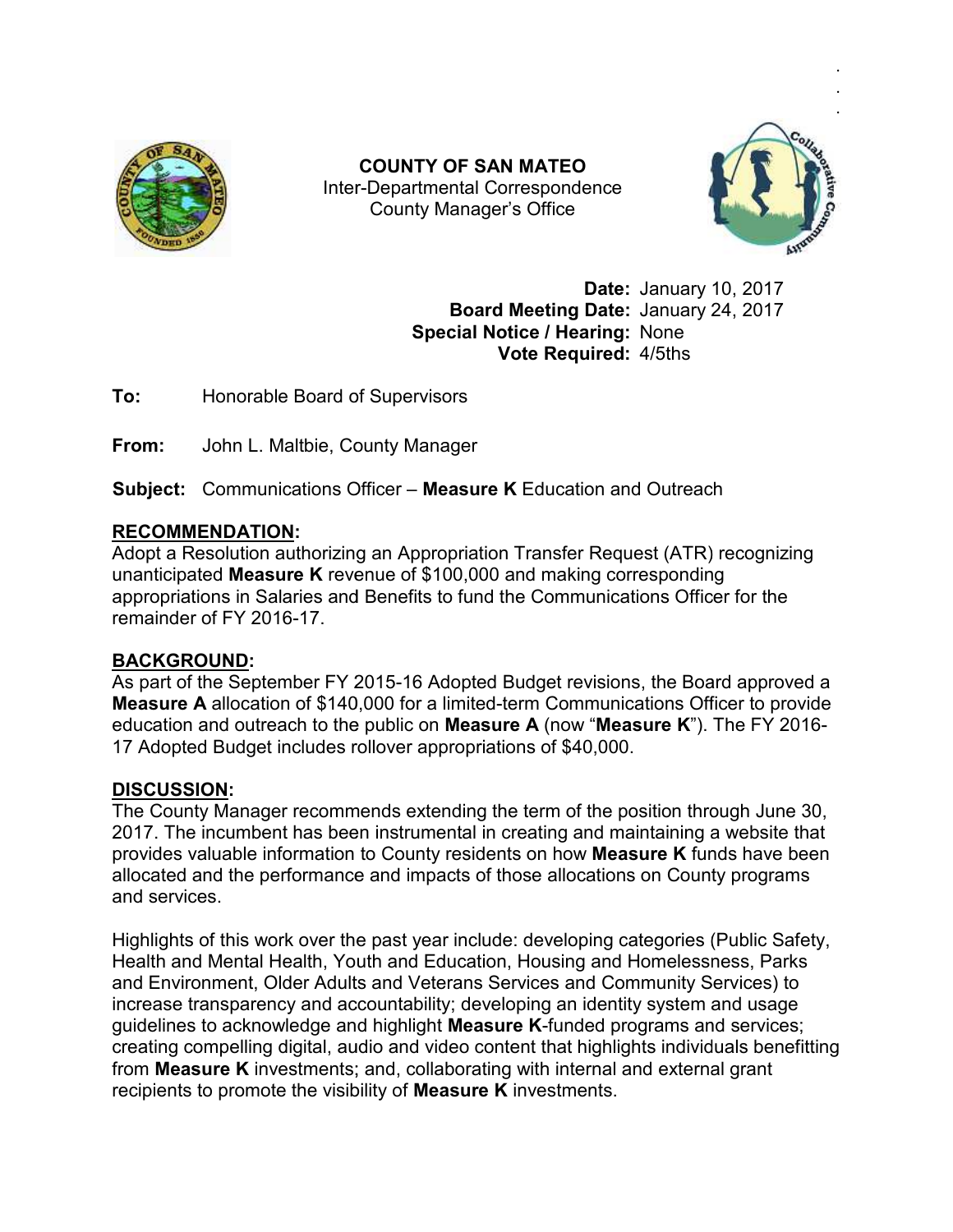**COUNTY OF SAN MATEO**
Inter-Departmental Correspondence
County Manager's Office

**Date:** January 10, 2017
**Board Meeting Date:** January 24, 2017
**Special Notice / Hearing:** None
**Vote Required:** 4/5ths

**To:** Honorable Board of Supervisors

**From:** John L. Maltbie, County Manager

**Subject:** Communications Officer – **Measure K** Education and Outreach

## RECOMMENDATION:

Adopt a Resolution authorizing an Appropriation Transfer Request (ATR) recognizing unanticipated **Measure K** revenue of $100,000 and making corresponding appropriations in Salaries and Benefits to fund the Communications Officer for the remainder of FY 2016-17.

## BACKGROUND:

As part of the September FY 2015-16 Adopted Budget revisions, the Board approved a **Measure A** allocation of $140,000 for a limited-term Communications Officer to provide education and outreach to the public on **Measure A** (now "**Measure K**"). The FY 2016-17 Adopted Budget includes rollover appropriations of $40,000.

## DISCUSSION:

The County Manager recommends extending the term of the position through June 30, 2017. The incumbent has been instrumental in creating and maintaining a website that provides valuable information to County residents on how **Measure K** funds have been allocated and the performance and impacts of those allocations on County programs and services.

Highlights of this work over the past year include: developing categories (Public Safety, Health and Mental Health, Youth and Education, Housing and Homelessness, Parks and Environment, Older Adults and Veterans Services and Community Services) to increase transparency and accountability; developing an identity system and usage guidelines to acknowledge and highlight **Measure K**-funded programs and services; creating compelling digital, audio and video content that highlights individuals benefitting from **Measure K** investments; and, collaborating with internal and external grant recipients to promote the visibility of **Measure K** investments.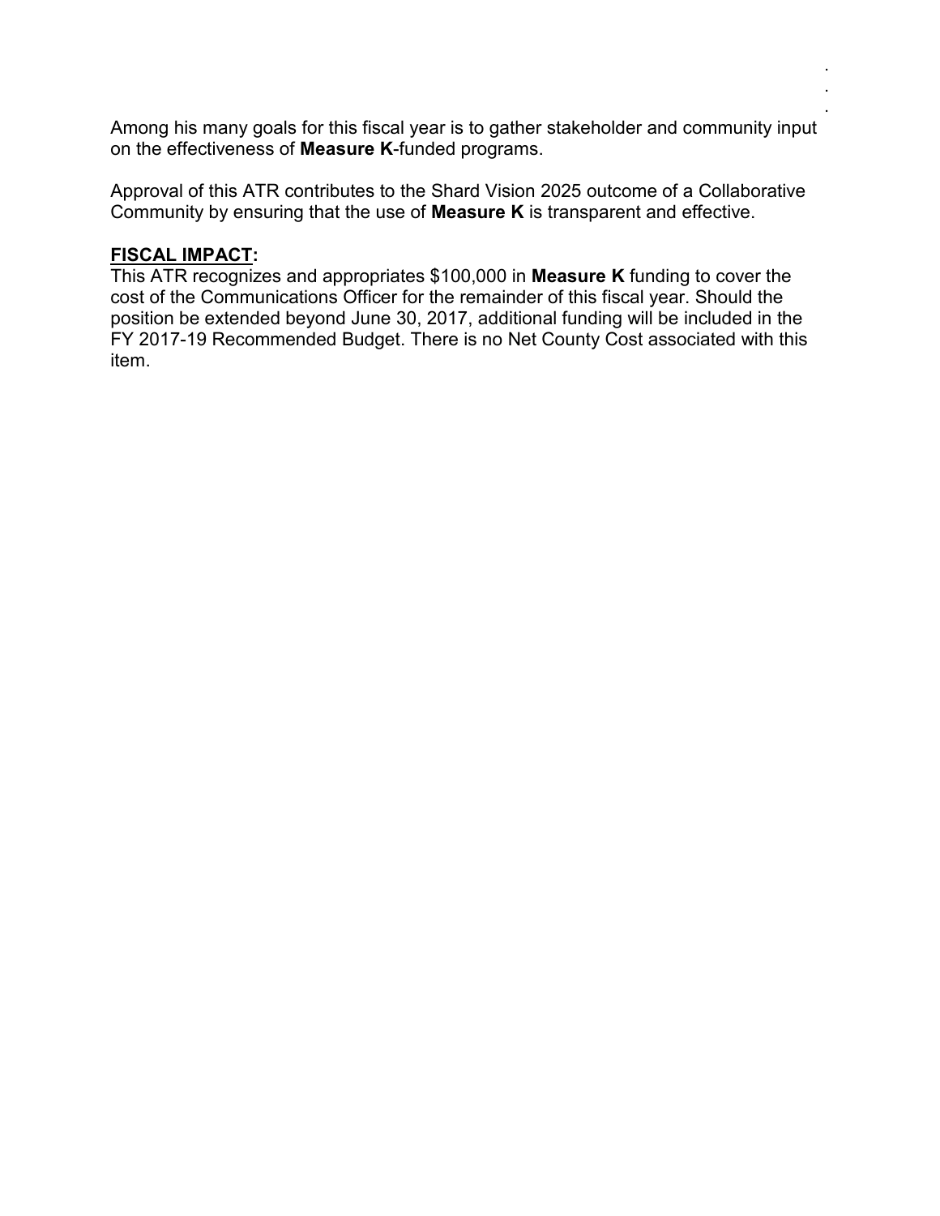Among his many goals for this fiscal year is to gather stakeholder and community input on the effectiveness of **Measure K**-funded programs.

Approval of this ATR contributes to the Shard Vision 2025 outcome of a Collaborative Community by ensuring that the use of **Measure K** is transparent and effective.

**FISCAL IMPACT:**
This ATR recognizes and appropriates $100,000 in **Measure K** funding to cover the cost of the Communications Officer for the remainder of this fiscal year. Should the position be extended beyond June 30, 2017, additional funding will be included in the FY 2017-19 Recommended Budget. There is no Net County Cost associated with this item.